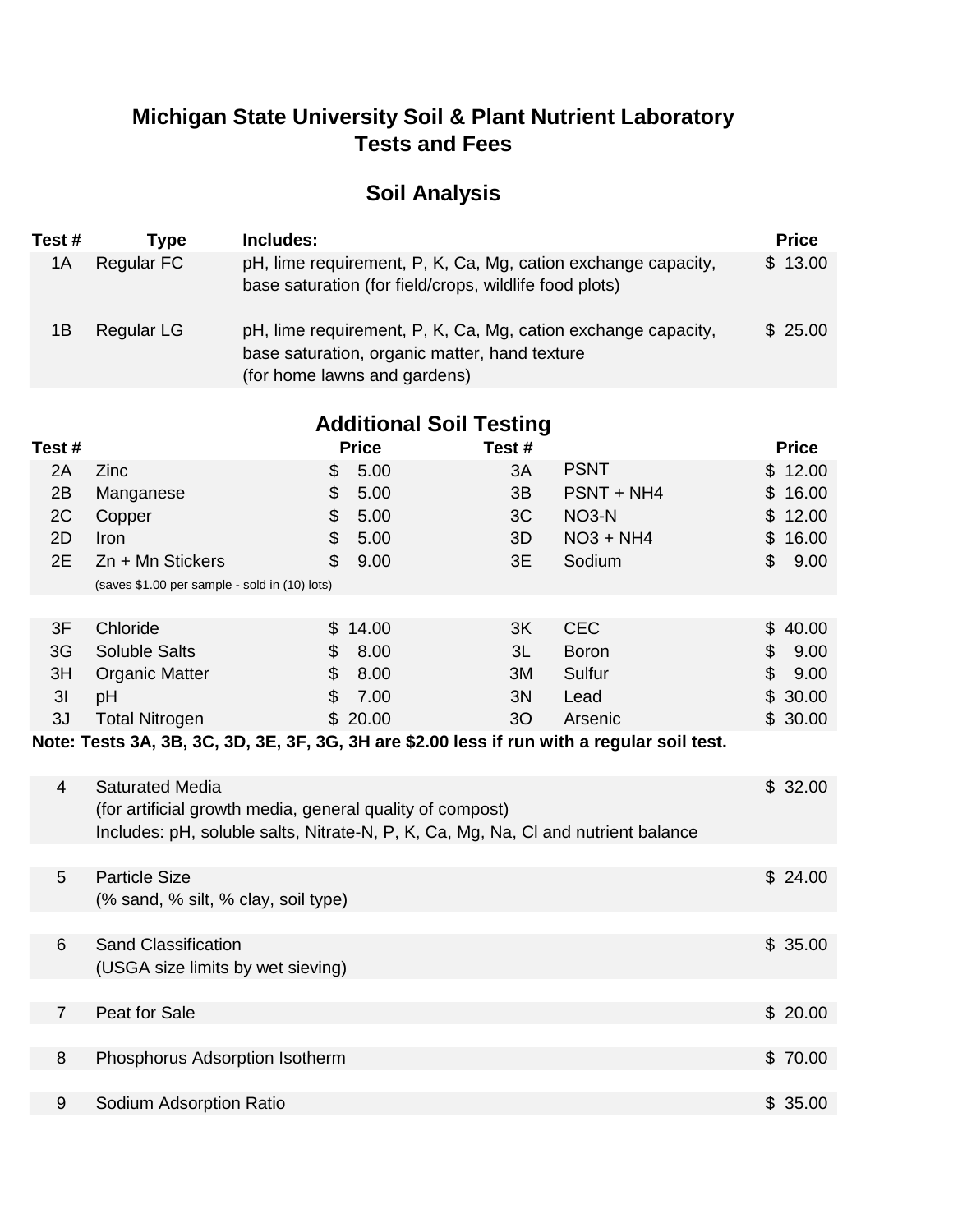# Michigan State University Soil & Plant Nutrient Laboratory
# Tests and Fees

## Soil Analysis

| Test # | Type | Includes: | Price |
|---|---|---|---|
| 1A | Regular FC | pH, lime requirement, P, K, Ca, Mg, cation exchange capacity, base saturation (for field/crops, wildlife food plots) | $ 13.00 |
| 1B | Regular LG | pH, lime requirement, P, K, Ca, Mg, cation exchange capacity, base saturation, organic matter, hand texture (for home lawns and gardens) | $ 25.00 |

## Additional Soil Testing

| Test # | | Price | Test # | | Price |
|---|---|---|---|---|---|
| 2A | Zinc | $ 5.00 | 3A | PSNT | $ 12.00 |
| 2B | Manganese | $ 5.00 | 3B | PSNT + NH4 | $ 16.00 |
| 2C | Copper | $ 5.00 | 3C | NO3-N | $ 12.00 |
| 2D | Iron | $ 5.00 | 3D | NO3 + NH4 | $ 16.00 |
| 2E | Zn + Mn Stickers (saves $1.00 per sample - sold in (10) lots) | $ 9.00 | 3E | Sodium | $ 9.00 |
| 3F | Chloride | $ 14.00 | 3K | CEC | $ 40.00 |
| 3G | Soluble Salts | $ 8.00 | 3L | Boron | $ 9.00 |
| 3H | Organic Matter | $ 8.00 | 3M | Sulfur | $ 9.00 |
| 3I | pH | $ 7.00 | 3N | Lead | $ 30.00 |
| 3J | Total Nitrogen | $ 20.00 | 3O | Arsenic | $ 30.00 |

**Note: Tests 3A, 3B, 3C, 3D, 3E, 3F, 3G, 3H are $2.00 less if run with a regular soil test.**

| Test # | Description | Price |
|---|---|---|
| 4 | Saturated Media (for artificial growth media, general quality of compost) Includes: pH, soluble salts, Nitrate-N, P, K, Ca, Mg, Na, Cl and nutrient balance | $ 32.00 |
| 5 | Particle Size (% sand, % silt, % clay, soil type) | $ 24.00 |
| 6 | Sand Classification (USGA size limits by wet sieving) | $ 35.00 |
| 7 | Peat for Sale | $ 20.00 |
| 8 | Phosphorus Adsorption Isotherm | $ 70.00 |
| 9 | Sodium Adsorption Ratio | $ 35.00 |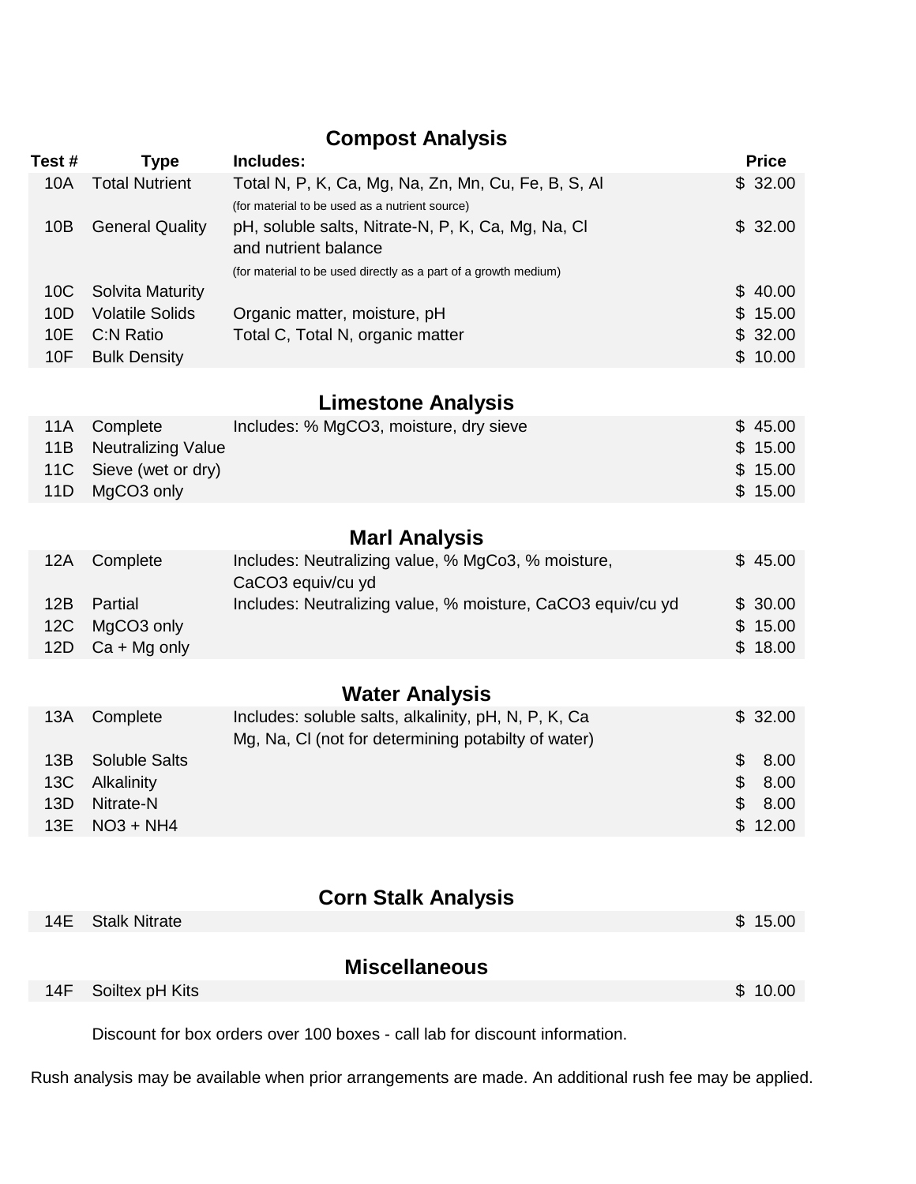## Compost Analysis

| Test # | Type | Includes: | Price |
|---|---|---|---|
| 10A | Total Nutrient | Total N, P, K, Ca, Mg, Na, Zn, Mn, Cu, Fe, B, S, Al (for material to be used as a nutrient source) | $ 32.00 |
| 10B | General Quality | pH, soluble salts, Nitrate-N, P, K, Ca, Mg, Na, Cl and nutrient balance (for material to be used directly as a part of a growth medium) | $ 32.00 |
| 10C | Solvita Maturity | | $ 40.00 |
| 10D | Volatile Solids | Organic matter, moisture, pH | $ 15.00 |
| 10E | C:N Ratio | Total C, Total N, organic matter | $ 32.00 |
| 10F | Bulk Density | | $ 10.00 |

## Limestone Analysis

| | | | |
|---|---|---|---|
| 11A | Complete | Includes: % $MgCO_3$, moisture, dry sieve | $ 45.00 |
| 11B | Neutralizing Value | | $ 15.00 |
| 11C | Sieve (wet or dry) | | $ 15.00 |
| 11D | $MgCO_3$ only | | $ 15.00 |

## Marl Analysis

| | | | |
|---|---|---|---|
| 12A | Complete | Includes: Neutralizing value, % MgCo3, % moisture, $CaCO_3$ equiv/cu yd | $ 45.00 |
| 12B | Partial | Includes: Neutralizing value, % moisture, $CaCO_3$ equiv/cu yd | $ 30.00 |
| 12C | $MgCO_3$ only | | $ 15.00 |
| 12D | Ca + Mg only | | $ 18.00 |

## Water Analysis

| | | | |
|---|---|---|---|
| 13A | Complete | Includes: soluble salts, alkalinity, pH, N, P, K, Ca Mg, Na, Cl (not for determining potabilty of water) | $ 32.00 |
| 13B | Soluble Salts | | $ 8.00 |
| 13C | Alkalinity | | $ 8.00 |
| 13D | Nitrate-N | | $ 8.00 |
| 13E | $NO_3$ + $NH_4$ | | $ 12.00 |

## Corn Stalk Analysis

| | | | |
|---|---|---|---|
| 14E | Stalk Nitrate | | $ 15.00 |

## Miscellaneous

| | | | |
|---|---|---|---|
| 14F | Soiltex pH Kits | | $ 10.00 |

Discount for box orders over 100 boxes - call lab for discount information.

Rush analysis may be available when prior arrangements are made. An additional rush fee may be applied.